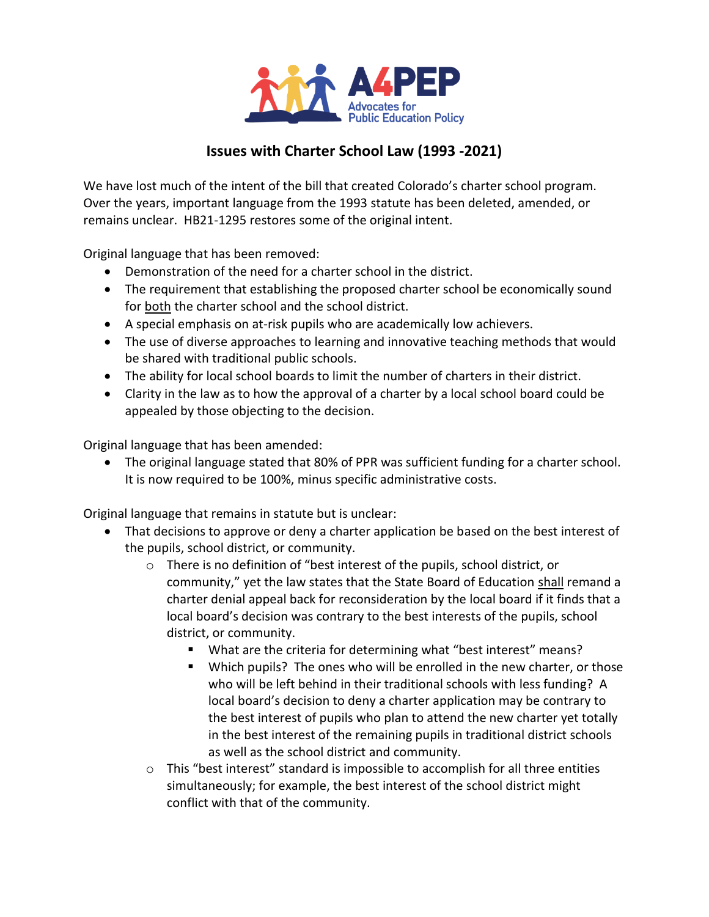A4PEP
Advocates for Public Education Policy

# Issues with Charter School Law (1993 -2021)

We have lost much of the intent of the bill that created Colorado's charter school program. Over the years, important language from the 1993 statute has been deleted, amended, or remains unclear. HB21-1295 restores some of the original intent.

Original language that has been removed:

- Demonstration of the need for a charter school in the district.
- The requirement that establishing the proposed charter school be economically sound for both the charter school and the school district.
- A special emphasis on at-risk pupils who are academically low achievers.
- The use of diverse approaches to learning and innovative teaching methods that would be shared with traditional public schools.
- The ability for local school boards to limit the number of charters in their district.
- Clarity in the law as to how the approval of a charter by a local school board could be appealed by those objecting to the decision.

Original language that has been amended:

- The original language stated that 80% of PPR was sufficient funding for a charter school. It is now required to be 100%, minus specific administrative costs.

Original language that remains in statute but is unclear:

- That decisions to approve or deny a charter application be based on the best interest of the pupils, school district, or community.
  - There is no definition of "best interest of the pupils, school district, or community," yet the law states that the State Board of Education shall remand a charter denial appeal back for reconsideration by the local board if it finds that a local board's decision was contrary to the best interests of the pupils, school district, or community.
    - What are the criteria for determining what "best interest" means?
    - Which pupils? The ones who will be enrolled in the new charter, or those who will be left behind in their traditional schools with less funding? A local board's decision to deny a charter application may be contrary to the best interest of pupils who plan to attend the new charter yet totally in the best interest of the remaining pupils in traditional district schools as well as the school district and community.
  - This "best interest" standard is impossible to accomplish for all three entities simultaneously; for example, the best interest of the school district might conflict with that of the community.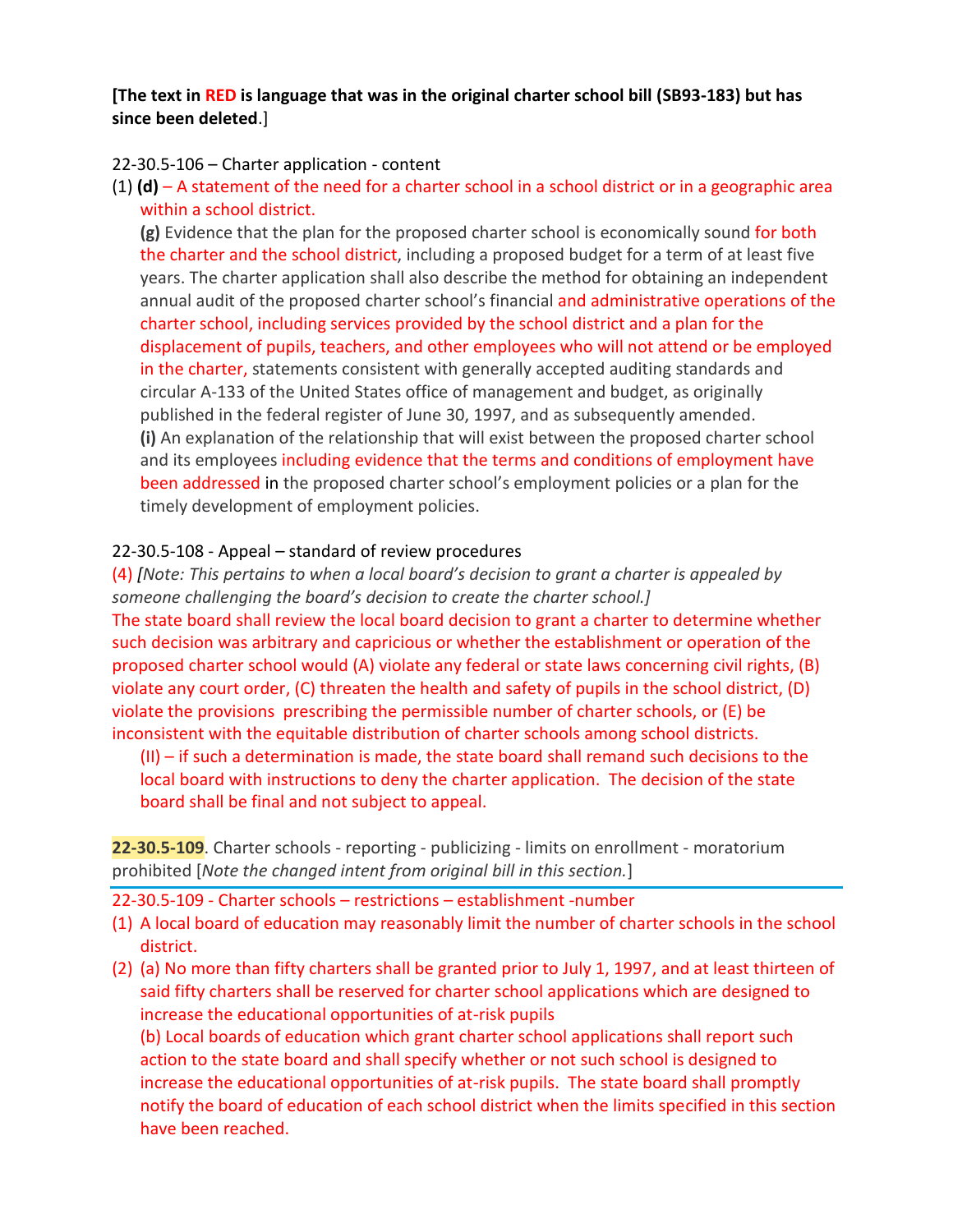**[The text in RED is language that was in the original charter school bill (SB93-183) but has since been deleted.]**

22-30.5-106 – Charter application - content

(1) **(d)** – A statement of the need for a charter school in a school district or in a geographic area within a school district.

**(g)** Evidence that the plan for the proposed charter school is economically sound for both the charter and the school district, including a proposed budget for a term of at least five years. The charter application shall also describe the method for obtaining an independent annual audit of the proposed charter school's financial and administrative operations of the charter school, including services provided by the school district and a plan for the displacement of pupils, teachers, and other employees who will not attend or be employed in the charter, statements consistent with generally accepted auditing standards and circular A-133 of the United States office of management and budget, as originally published in the federal register of June 30, 1997, and as subsequently amended.

**(i)** An explanation of the relationship that will exist between the proposed charter school and its employees including evidence that the terms and conditions of employment have been addressed in the proposed charter school's employment policies or a plan for the timely development of employment policies.

22-30.5-108 - Appeal – standard of review procedures

(4) *[Note: This pertains to when a local board's decision to grant a charter is appealed by someone challenging the board's decision to create the charter school.]*

The state board shall review the local board decision to grant a charter to determine whether such decision was arbitrary and capricious or whether the establishment or operation of the proposed charter school would (A) violate any federal or state laws concerning civil rights, (B) violate any court order, (C) threaten the health and safety of pupils in the school district, (D) violate the provisions prescribing the permissible number of charter schools, or (E) be inconsistent with the equitable distribution of charter schools among school districts.

(II) – if such a determination is made, the state board shall remand such decisions to the local board with instructions to deny the charter application. The decision of the state board shall be final and not subject to appeal.

**22-30.5-109**. Charter schools - reporting - publicizing - limits on enrollment - moratorium prohibited [*Note the changed intent from original bill in this section.*]

---

22-30.5-109 - Charter schools – restrictions – establishment -number

(1) A local board of education may reasonably limit the number of charter schools in the school district.

(2) (a) No more than fifty charters shall be granted prior to July 1, 1997, and at least thirteen of said fifty charters shall be reserved for charter school applications which are designed to increase the educational opportunities of at-risk pupils

(b) Local boards of education which grant charter school applications shall report such action to the state board and shall specify whether or not such school is designed to increase the educational opportunities of at-risk pupils. The state board shall promptly notify the board of education of each school district when the limits specified in this section have been reached.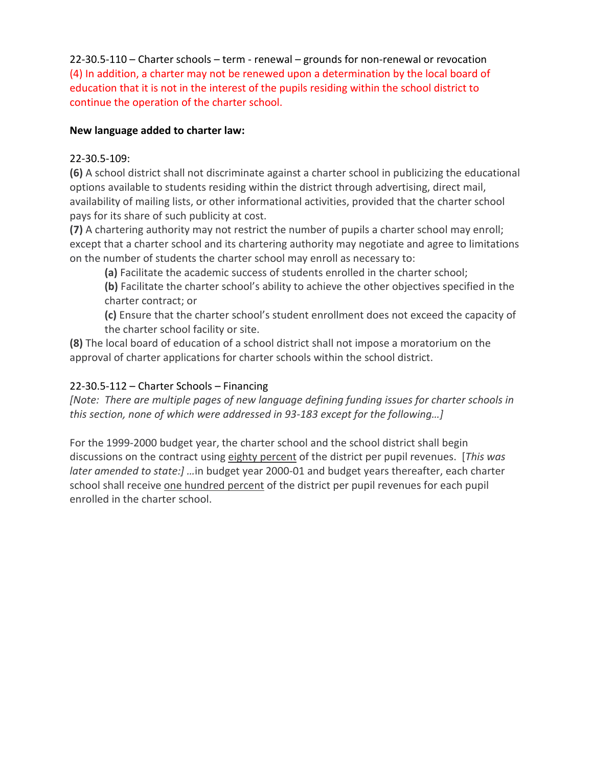22-30.5-110 – Charter schools – term - renewal – grounds for non-renewal or revocation
(4) In addition, a charter may not be renewed upon a determination by the local board of education that it is not in the interest of the pupils residing within the school district to continue the operation of the charter school.

**New language added to charter law:**

22-30.5-109:

**(6)** A school district shall not discriminate against a charter school in publicizing the educational options available to students residing within the district through advertising, direct mail, availability of mailing lists, or other informational activities, provided that the charter school pays for its share of such publicity at cost.

**(7)** A chartering authority may not restrict the number of pupils a charter school may enroll; except that a charter school and its chartering authority may negotiate and agree to limitations on the number of students the charter school may enroll as necessary to:

> **(a)** Facilitate the academic success of students enrolled in the charter school;
>
> **(b)** Facilitate the charter school's ability to achieve the other objectives specified in the charter contract; or
>
> **(c)** Ensure that the charter school's student enrollment does not exceed the capacity of the charter school facility or site.

**(8)** The local board of education of a school district shall not impose a moratorium on the approval of charter applications for charter schools within the school district.

22-30.5-112 – Charter Schools – Financing

*[Note: There are multiple pages of new language defining funding issues for charter schools in this section, none of which were addressed in 93-183 except for the following…]*

For the 1999-2000 budget year, the charter school and the school district shall begin discussions on the contract using <u>eighty percent</u> of the district per pupil revenues. [*This was later amended to state:] …*in budget year 2000-01 and budget years thereafter, each charter school shall receive <u>one hundred percent</u> of the district per pupil revenues for each pupil enrolled in the charter school.